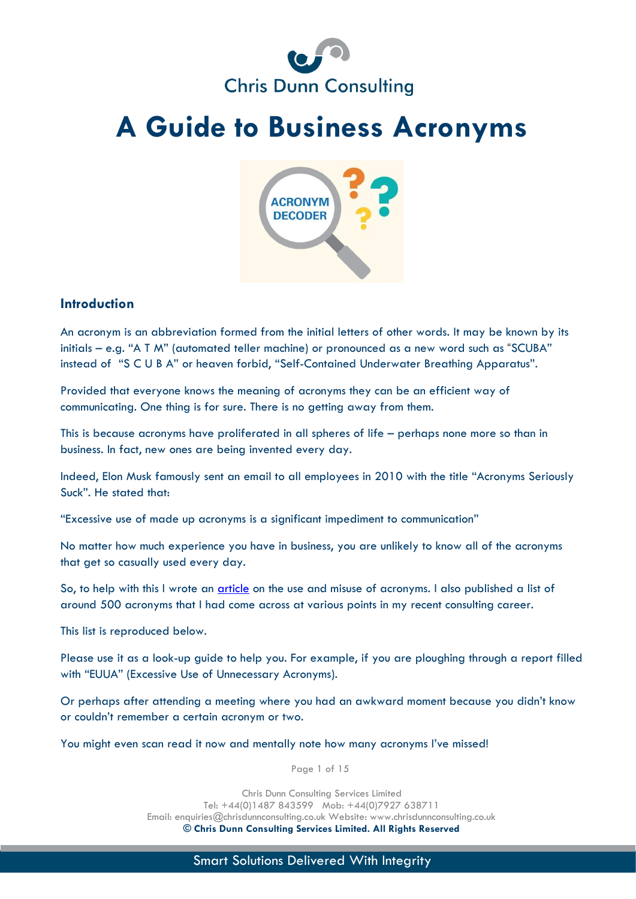Chris Dunn Consulting

# A Guide to Business Acronyms

## Introduction

An acronym is an abbreviation formed from the initial letters of other words. It may be known by its initials – e.g. "A T M" (automated teller machine) or pronounced as a new word such as "SCUBA" instead of "S C U B A" or heaven forbid, "Self-Contained Underwater Breathing Apparatus".

Provided that everyone knows the meaning of acronyms they can be an efficient way of communicating. One thing is for sure. There is no getting away from them.

This is because acronyms have proliferated in all spheres of life – perhaps none more so than in business. In fact, new ones are being invented every day.

Indeed, Elon Musk famously sent an email to all employees in 2010 with the title "Acronyms Seriously Suck". He stated that:

"Excessive use of made up acronyms is a significant impediment to communication"

No matter how much experience you have in business, you are unlikely to know all of the acronyms that get so casually used every day.

So, to help with this I wrote an article on the use and misuse of acronyms. I also published a list of around 500 acronyms that I had come across at various points in my recent consulting career.

This list is reproduced below.

Please use it as a look-up guide to help you. For example, if you are ploughing through a report filled with "EUUA" (Excessive Use of Unnecessary Acronyms).

Or perhaps after attending a meeting where you had an awkward moment because you didn't know or couldn't remember a certain acronym or two.

You might even scan read it now and mentally note how many acronyms I've missed!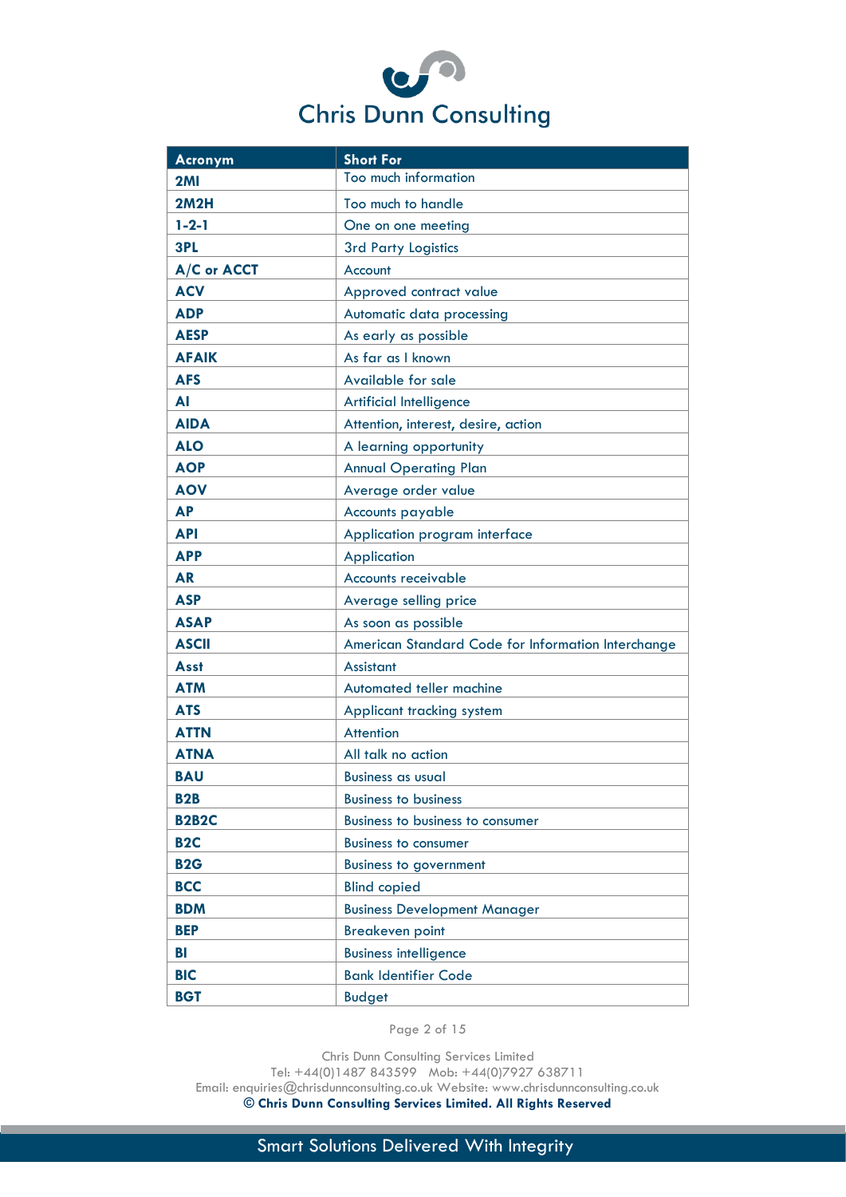# Chris Dunn Consulting

| Acronym | Short For |
|---|---|
| **2MI** | Too much information |
| **2M2H** | Too much to handle |
| **1-2-1** | One on one meeting |
| **3PL** | 3rd Party Logistics |
| **A/C or ACCT** | Account |
| **ACV** | Approved contract value |
| **ADP** | Automatic data processing |
| **AESP** | As early as possible |
| **AFAIK** | As far as I known |
| **AFS** | Available for sale |
| **AI** | Artificial Intelligence |
| **AIDA** | Attention, interest, desire, action |
| **ALO** | A learning opportunity |
| **AOP** | Annual Operating Plan |
| **AOV** | Average order value |
| **AP** | Accounts payable |
| **API** | Application program interface |
| **APP** | Application |
| **AR** | Accounts receivable |
| **ASP** | Average selling price |
| **ASAP** | As soon as possible |
| **ASCII** | American Standard Code for Information Interchange |
| **Asst** | Assistant |
| **ATM** | Automated teller machine |
| **ATS** | Applicant tracking system |
| **ATTN** | Attention |
| **ATNA** | All talk no action |
| **BAU** | Business as usual |
| **B2B** | Business to business |
| **B2B2C** | Business to business to consumer |
| **B2C** | Business to consumer |
| **B2G** | Business to government |
| **BCC** | Blind copied |
| **BDM** | Business Development Manager |
| **BEP** | Breakeven point |
| **BI** | Business intelligence |
| **BIC** | Bank Identifier Code |
| **BGT** | Budget |

Chris Dunn Consulting Services Limited
Tel: +44(0)1487 843599 Mob: +44(0)7927 638711
Email: enquiries@chrisdunnconsulting.co.uk Website: www.chrisdunnconsulting.co.uk
**© Chris Dunn Consulting Services Limited. All Rights Reserved**

Smart Solutions Delivered With Integrity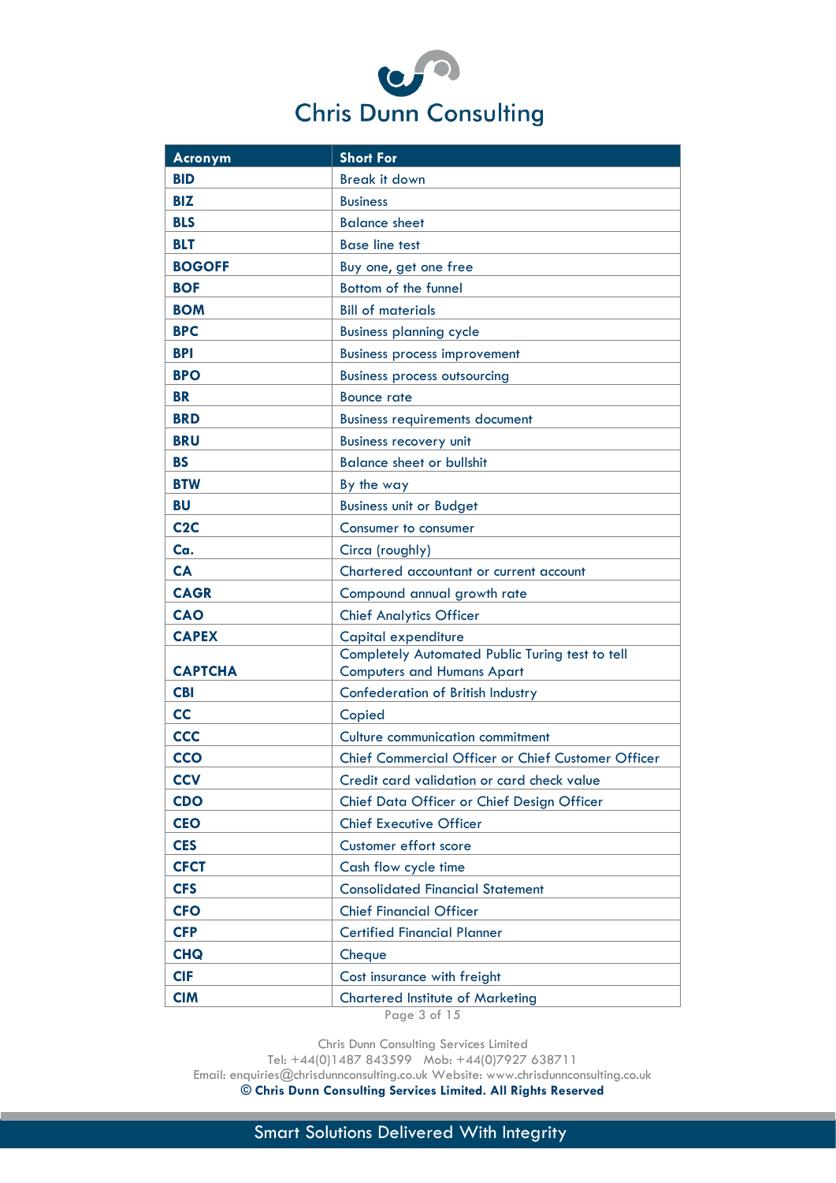# Chris Dunn Consulting

| Acronym | Short For |
|---|---|
| **BID** | Break it down |
| **BIZ** | Business |
| **BLS** | Balance sheet |
| **BLT** | Base line test |
| **BOGOFF** | Buy one, get one free |
| **BOF** | Bottom of the funnel |
| **BOM** | Bill of materials |
| **BPC** | Business planning cycle |
| **BPI** | Business process improvement |
| **BPO** | Business process outsourcing |
| **BR** | Bounce rate |
| **BRD** | Business requirements document |
| **BRU** | Business recovery unit |
| **BS** | Balance sheet or bullshit |
| **BTW** | By the way |
| **BU** | Business unit or Budget |
| **C2C** | Consumer to consumer |
| **Ca.** | Circa (roughly) |
| **CA** | Chartered accountant or current account |
| **CAGR** | Compound annual growth rate |
| **CAO** | Chief Analytics Officer |
| **CAPEX** | Capital expenditure |
| **CAPTCHA** | Completely Automated Public Turing test to tell Computers and Humans Apart |
| **CBI** | Confederation of British Industry |
| **CC** | Copied |
| **CCC** | Culture communication commitment |
| **CCO** | Chief Commercial Officer or Chief Customer Officer |
| **CCV** | Credit card validation or card check value |
| **CDO** | Chief Data Officer or Chief Design Officer |
| **CEO** | Chief Executive Officer |
| **CES** | Customer effort score |
| **CFCT** | Cash flow cycle time |
| **CFS** | Consolidated Financial Statement |
| **CFO** | Chief Financial Officer |
| **CFP** | Certified Financial Planner |
| **CHQ** | Cheque |
| **CIF** | Cost insurance with freight |
| **CIM** | Chartered Institute of Marketing |

Chris Dunn Consulting Services Limited
Tel: +44(0)1487 843599 Mob: +44(0)7927 638711
Email: enquiries@chrisdunnconsulting.co.uk Website: www.chrisdunnconsulting.co.uk
**© Chris Dunn Consulting Services Limited. All Rights Reserved**

Smart Solutions Delivered With Integrity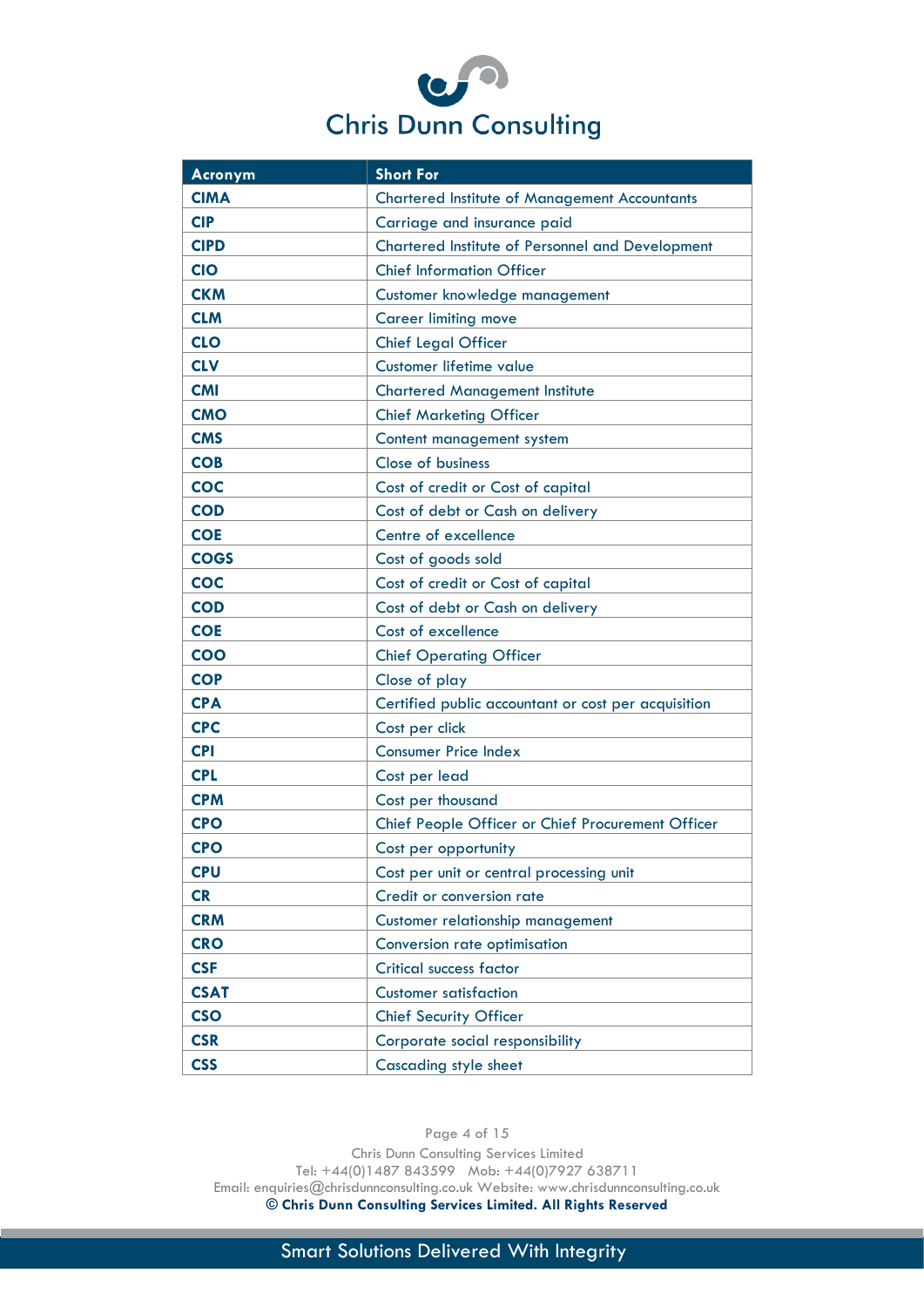# Chris Dunn Consulting

| Acronym | Short For |
|---|---|
| **CIMA** | Chartered Institute of Management Accountants |
| **CIP** | Carriage and insurance paid |
| **CIPD** | Chartered Institute of Personnel and Development |
| **CIO** | Chief Information Officer |
| **CKM** | Customer knowledge management |
| **CLM** | Career limiting move |
| **CLO** | Chief Legal Officer |
| **CLV** | Customer lifetime value |
| **CMI** | Chartered Management Institute |
| **CMO** | Chief Marketing Officer |
| **CMS** | Content management system |
| **COB** | Close of business |
| **COC** | Cost of credit or Cost of capital |
| **COD** | Cost of debt or Cash on delivery |
| **COE** | Centre of excellence |
| **COGS** | Cost of goods sold |
| **COC** | Cost of credit or Cost of capital |
| **COD** | Cost of debt or Cash on delivery |
| **COE** | Cost of excellence |
| **COO** | Chief Operating Officer |
| **COP** | Close of play |
| **CPA** | Certified public accountant or cost per acquisition |
| **CPC** | Cost per click |
| **CPI** | Consumer Price Index |
| **CPL** | Cost per lead |
| **CPM** | Cost per thousand |
| **CPO** | Chief People Officer or Chief Procurement Officer |
| **CPO** | Cost per opportunity |
| **CPU** | Cost per unit or central processing unit |
| **CR** | Credit or conversion rate |
| **CRM** | Customer relationship management |
| **CRO** | Conversion rate optimisation |
| **CSF** | Critical success factor |
| **CSAT** | Customer satisfaction |
| **CSO** | Chief Security Officer |
| **CSR** | Corporate social responsibility |
| **CSS** | Cascading style sheet |

Chris Dunn Consulting Services Limited
Tel: +44(0)1487 843599 Mob: +44(0)7927 638711
Email: enquiries@chrisdunnconsulting.co.uk Website: www.chrisdunnconsulting.co.uk
**© Chris Dunn Consulting Services Limited. All Rights Reserved**

Smart Solutions Delivered With Integrity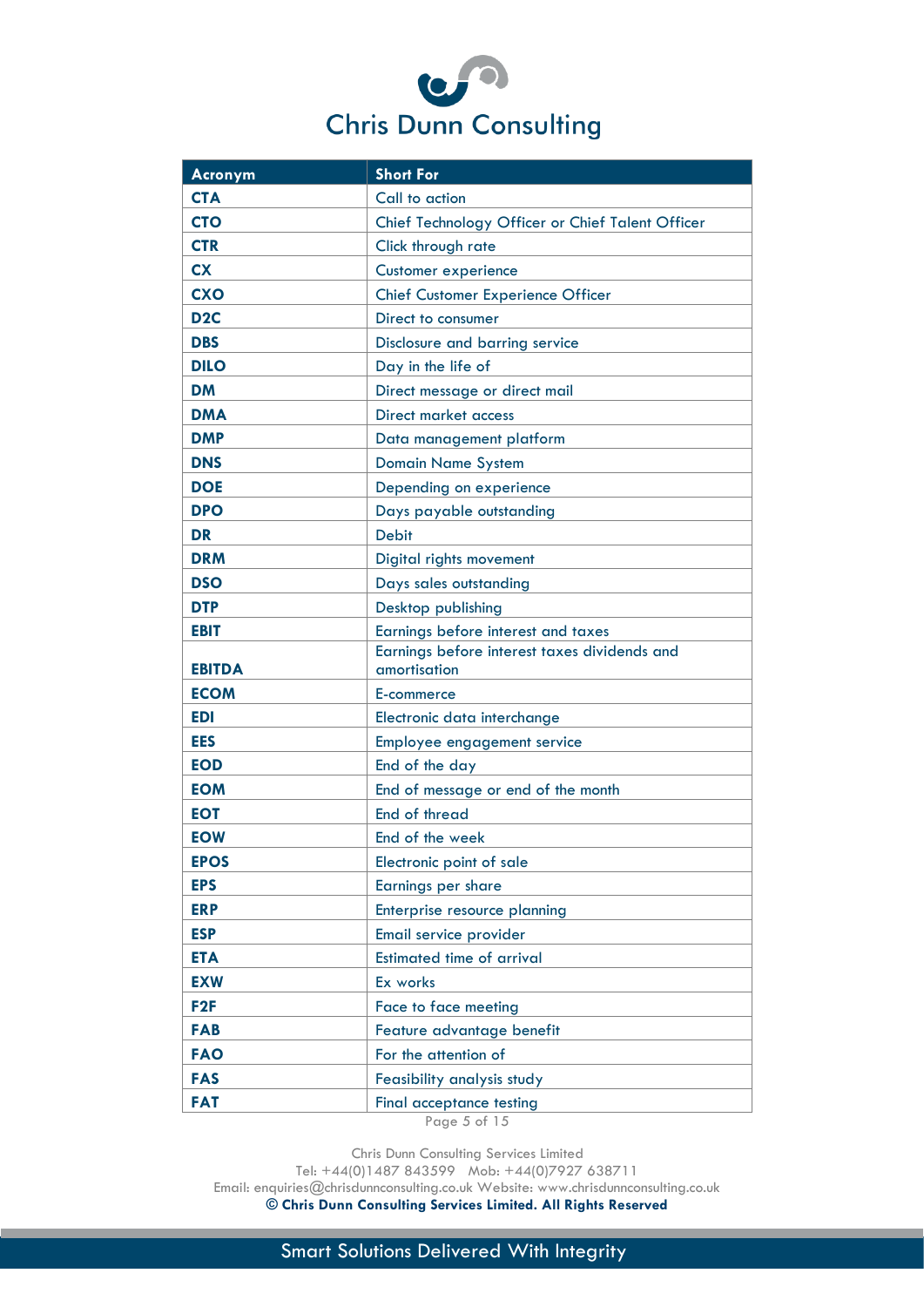# Chris Dunn Consulting

| Acronym | Short For |
|---|---|
| **CTA** | Call to action |
| **CTO** | Chief Technology Officer or Chief Talent Officer |
| **CTR** | Click through rate |
| **CX** | Customer experience |
| **CXO** | Chief Customer Experience Officer |
| **D2C** | Direct to consumer |
| **DBS** | Disclosure and barring service |
| **DILO** | Day in the life of |
| **DM** | Direct message or direct mail |
| **DMA** | Direct market access |
| **DMP** | Data management platform |
| **DNS** | Domain Name System |
| **DOE** | Depending on experience |
| **DPO** | Days payable outstanding |
| **DR** | Debit |
| **DRM** | Digital rights movement |
| **DSO** | Days sales outstanding |
| **DTP** | Desktop publishing |
| **EBIT** | Earnings before interest and taxes |
| **EBITDA** | Earnings before interest taxes dividends and amortisation |
| **ECOM** | E-commerce |
| **EDI** | Electronic data interchange |
| **EES** | Employee engagement service |
| **EOD** | End of the day |
| **EOM** | End of message or end of the month |
| **EOT** | End of thread |
| **EOW** | End of the week |
| **EPOS** | Electronic point of sale |
| **EPS** | Earnings per share |
| **ERP** | Enterprise resource planning |
| **ESP** | Email service provider |
| **ETA** | Estimated time of arrival |
| **EXW** | Ex works |
| **F2F** | Face to face meeting |
| **FAB** | Feature advantage benefit |
| **FAO** | For the attention of |
| **FAS** | Feasibility analysis study |
| **FAT** | Final acceptance testing |

Chris Dunn Consulting Services Limited
Tel: +44(0)1487 843599 Mob: +44(0)7927 638711
Email: enquiries@chrisdunnconsulting.co.uk Website: www.chrisdunnconsulting.co.uk
**© Chris Dunn Consulting Services Limited. All Rights Reserved**

Smart Solutions Delivered With Integrity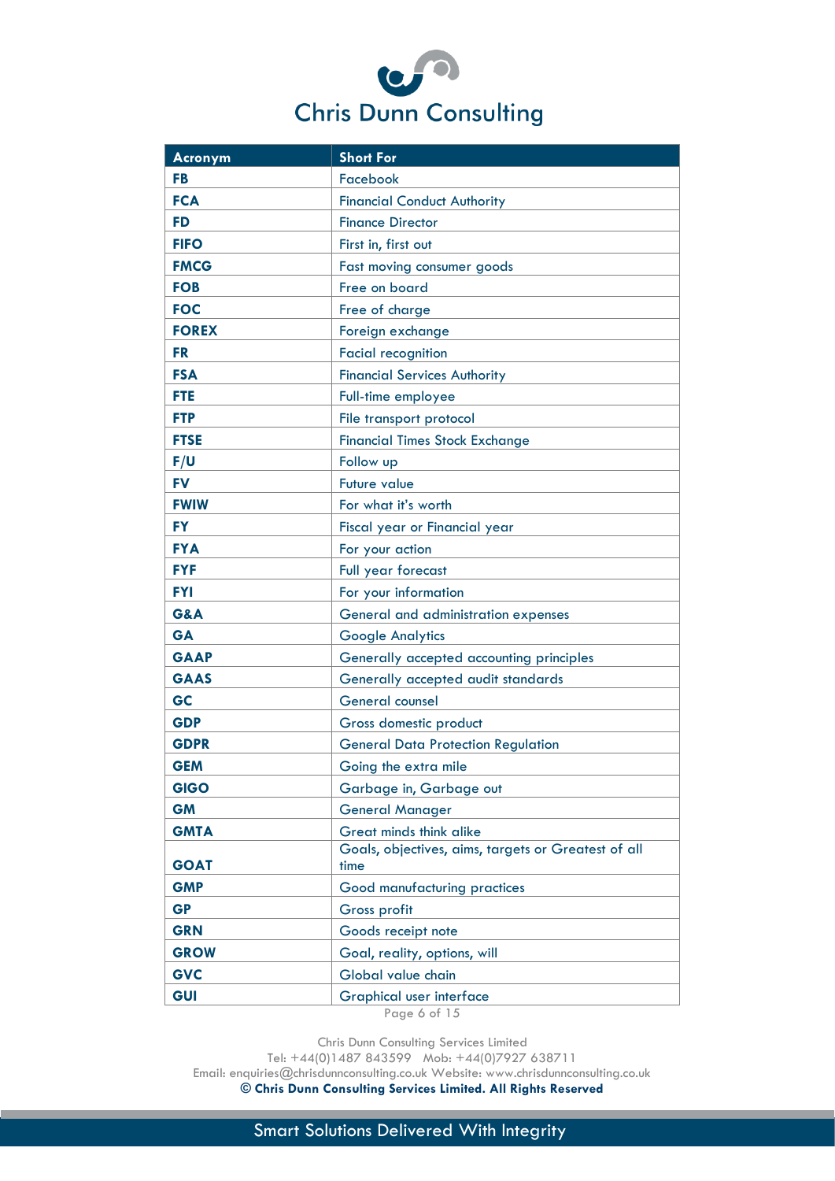# Chris Dunn Consulting

| Acronym | Short For |
|---|---|
| **FB** | Facebook |
| **FCA** | Financial Conduct Authority |
| **FD** | Finance Director |
| **FIFO** | First in, first out |
| **FMCG** | Fast moving consumer goods |
| **FOB** | Free on board |
| **FOC** | Free of charge |
| **FOREX** | Foreign exchange |
| **FR** | Facial recognition |
| **FSA** | Financial Services Authority |
| **FTE** | Full-time employee |
| **FTP** | File transport protocol |
| **FTSE** | Financial Times Stock Exchange |
| **F/U** | Follow up |
| **FV** | Future value |
| **FWIW** | For what it's worth |
| **FY** | Fiscal year or Financial year |
| **FYA** | For your action |
| **FYF** | Full year forecast |
| **FYI** | For your information |
| **G&A** | General and administration expenses |
| **GA** | Google Analytics |
| **GAAP** | Generally accepted accounting principles |
| **GAAS** | Generally accepted audit standards |
| **GC** | General counsel |
| **GDP** | Gross domestic product |
| **GDPR** | General Data Protection Regulation |
| **GEM** | Going the extra mile |
| **GIGO** | Garbage in, Garbage out |
| **GM** | General Manager |
| **GMTA** | Great minds think alike |
| **GOAT** | Goals, objectives, aims, targets or Greatest of all time |
| **GMP** | Good manufacturing practices |
| **GP** | Gross profit |
| **GRN** | Goods receipt note |
| **GROW** | Goal, reality, options, will |
| **GVC** | Global value chain |
| **GUI** | Graphical user interface |

Chris Dunn Consulting Services Limited
Tel: +44(0)1487 843599 Mob: +44(0)7927 638711
Email: enquiries@chrisdunnconsulting.co.uk Website: www.chrisdunnconsulting.co.uk
**© Chris Dunn Consulting Services Limited. All Rights Reserved**

Smart Solutions Delivered With Integrity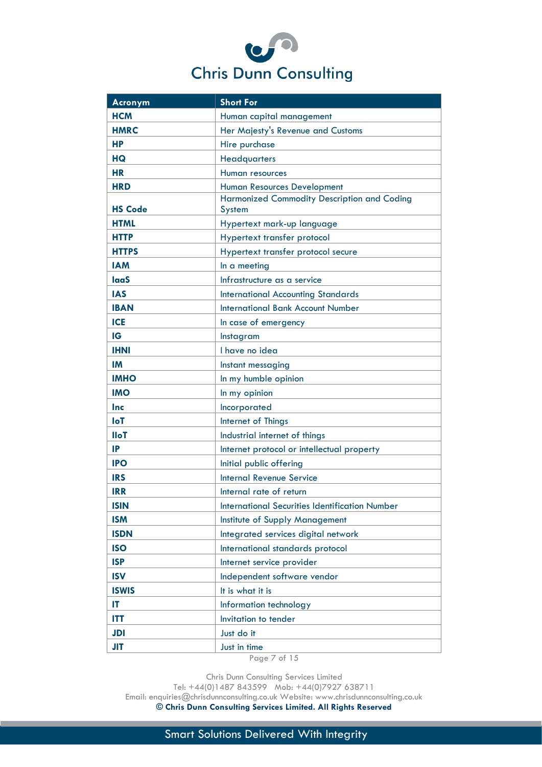| Acronym | Short For |
|---|---|
| **HCM** | Human capital management |
| **HMRC** | Her Majesty's Revenue and Customs |
| **HP** | Hire purchase |
| **HQ** | Headquarters |
| **HR** | Human resources |
| **HRD** | Human Resources Development |
| **HS Code** | Harmonized Commodity Description and Coding System |
| **HTML** | Hypertext mark-up language |
| **HTTP** | Hypertext transfer protocol |
| **HTTPS** | Hypertext transfer protocol secure |
| **IAM** | In a meeting |
| **IaaS** | Infrastructure as a service |
| **IAS** | International Accounting Standards |
| **IBAN** | International Bank Account Number |
| **ICE** | In case of emergency |
| **IG** | Instagram |
| **IHNI** | I have no idea |
| **IM** | Instant messaging |
| **IMHO** | In my humble opinion |
| **IMO** | In my opinion |
| **Inc** | Incorporated |
| **IoT** | Internet of Things |
| **IIoT** | Industrial internet of things |
| **IP** | Internet protocol or intellectual property |
| **IPO** | Initial public offering |
| **IRS** | Internal Revenue Service |
| **IRR** | Internal rate of return |
| **ISIN** | International Securities Identification Number |
| **ISM** | Institute of Supply Management |
| **ISDN** | Integrated services digital network |
| **ISO** | International standards protocol |
| **ISP** | Internet service provider |
| **ISV** | Independent software vendor |
| **ISWIS** | It is what it is |
| **IT** | Information technology |
| **ITT** | Invitation to tender |
| **JDI** | Just do it |
| **JIT** | Just in time |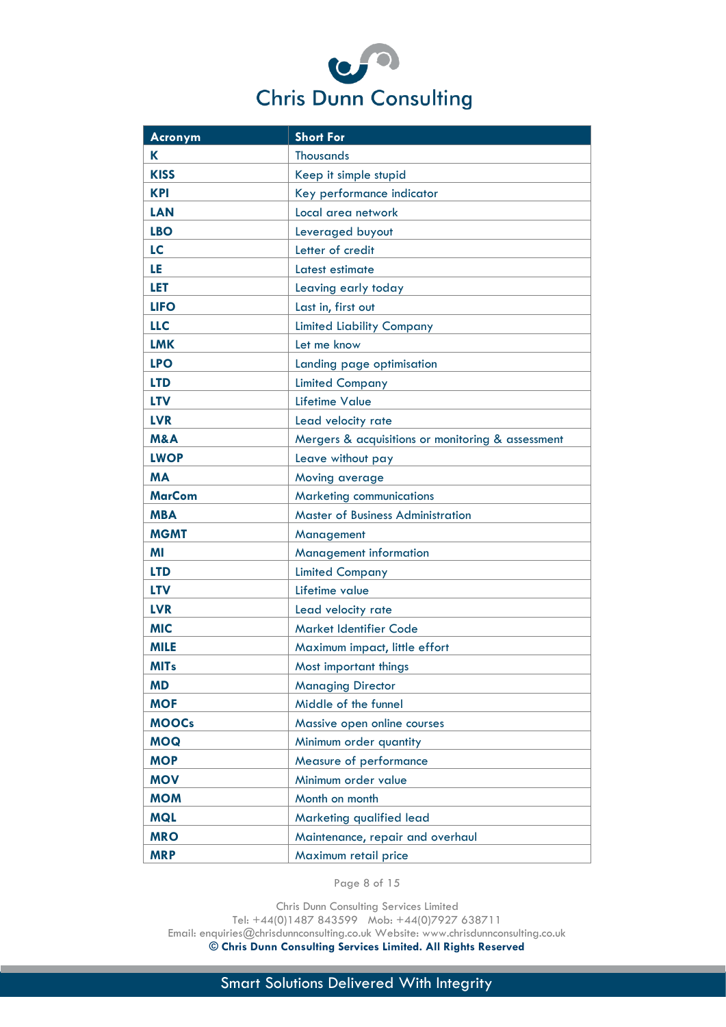| Acronym | Short For |
|---|---|
| **K** | Thousands |
| **KISS** | Keep it simple stupid |
| **KPI** | Key performance indicator |
| **LAN** | Local area network |
| **LBO** | Leveraged buyout |
| **LC** | Letter of credit |
| **LE** | Latest estimate |
| **LET** | Leaving early today |
| **LIFO** | Last in, first out |
| **LLC** | Limited Liability Company |
| **LMK** | Let me know |
| **LPO** | Landing page optimisation |
| **LTD** | Limited Company |
| **LTV** | Lifetime Value |
| **LVR** | Lead velocity rate |
| **M&A** | Mergers & acquisitions or monitoring & assessment |
| **LWOP** | Leave without pay |
| **MA** | Moving average |
| **MarCom** | Marketing communications |
| **MBA** | Master of Business Administration |
| **MGMT** | Management |
| **MI** | Management information |
| **LTD** | Limited Company |
| **LTV** | Lifetime value |
| **LVR** | Lead velocity rate |
| **MIC** | Market Identifier Code |
| **MILE** | Maximum impact, little effort |
| **MITs** | Most important things |
| **MD** | Managing Director |
| **MOF** | Middle of the funnel |
| **MOOCs** | Massive open online courses |
| **MOQ** | Minimum order quantity |
| **MOP** | Measure of performance |
| **MOV** | Minimum order value |
| **MOM** | Month on month |
| **MQL** | Marketing qualified lead |
| **MRO** | Maintenance, repair and overhaul |
| **MRP** | Maximum retail price |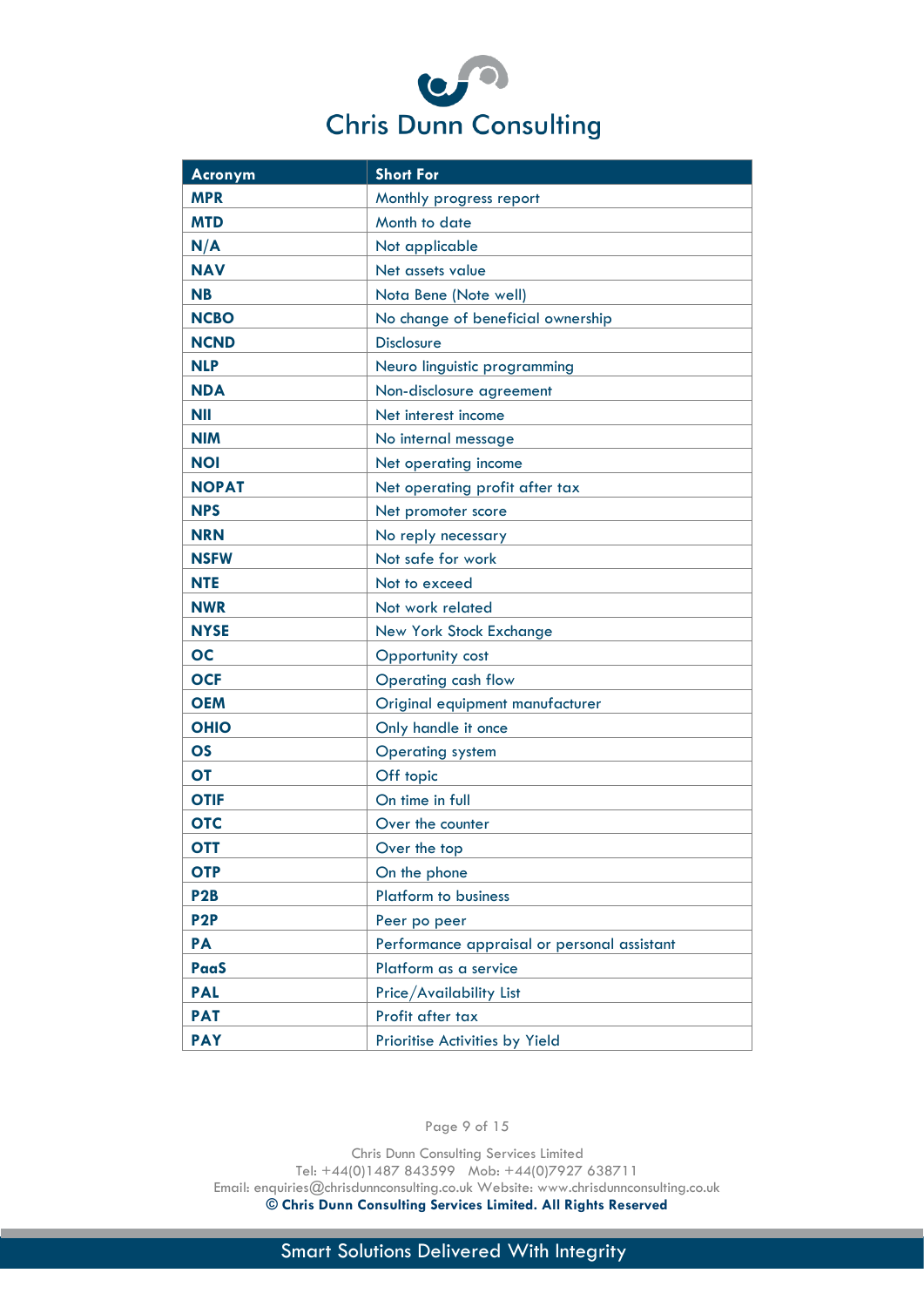| Acronym | Short For |
|---|---|
| **MPR** | Monthly progress report |
| **MTD** | Month to date |
| **N/A** | Not applicable |
| **NAV** | Net assets value |
| **NB** | Nota Bene (Note well) |
| **NCBO** | No change of beneficial ownership |
| **NCND** | Disclosure |
| **NLP** | Neuro linguistic programming |
| **NDA** | Non-disclosure agreement |
| **NII** | Net interest income |
| **NIM** | No internal message |
| **NOI** | Net operating income |
| **NOPAT** | Net operating profit after tax |
| **NPS** | Net promoter score |
| **NRN** | No reply necessary |
| **NSFW** | Not safe for work |
| **NTE** | Not to exceed |
| **NWR** | Not work related |
| **NYSE** | New York Stock Exchange |
| **OC** | Opportunity cost |
| **OCF** | Operating cash flow |
| **OEM** | Original equipment manufacturer |
| **OHIO** | Only handle it once |
| **OS** | Operating system |
| **OT** | Off topic |
| **OTIF** | On time in full |
| **OTC** | Over the counter |
| **OTT** | Over the top |
| **OTP** | On the phone |
| **P2B** | Platform to business |
| **P2P** | Peer po peer |
| **PA** | Performance appraisal or personal assistant |
| **PaaS** | Platform as a service |
| **PAL** | Price/Availability List |
| **PAT** | Profit after tax |
| **PAY** | Prioritise Activities by Yield |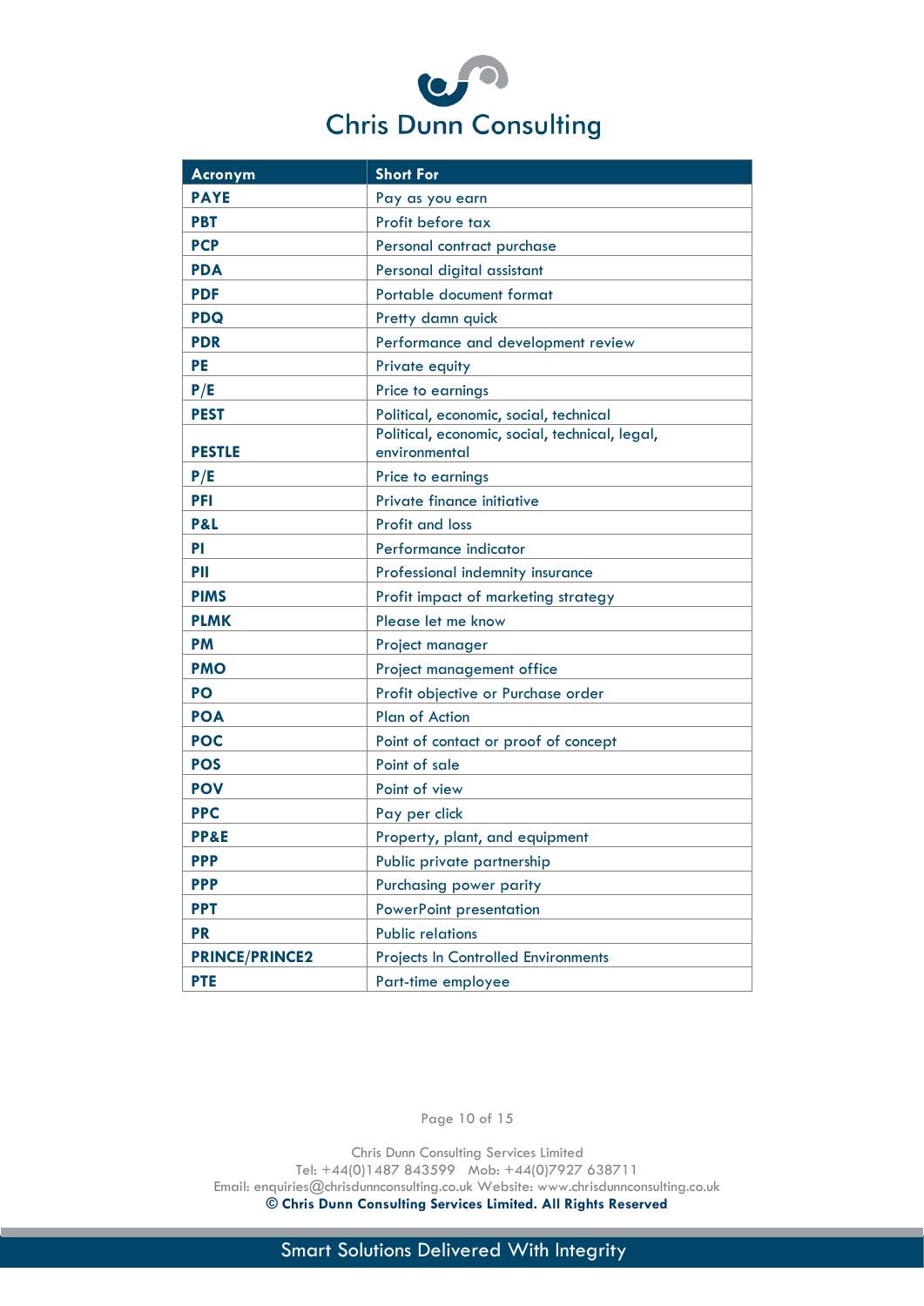# Chris Dunn Consulting

| Acronym | Short For |
|---|---|
| **PAYE** | Pay as you earn |
| **PBT** | Profit before tax |
| **PCP** | Personal contract purchase |
| **PDA** | Personal digital assistant |
| **PDF** | Portable document format |
| **PDQ** | Pretty damn quick |
| **PDR** | Performance and development review |
| **PE** | Private equity |
| **P/E** | Price to earnings |
| **PEST** | Political, economic, social, technical |
| **PESTLE** | Political, economic, social, technical, legal, environmental |
| **P/E** | Price to earnings |
| **PFI** | Private finance initiative |
| **P&L** | Profit and loss |
| **PI** | Performance indicator |
| **PII** | Professional indemnity insurance |
| **PIMS** | Profit impact of marketing strategy |
| **PLMK** | Please let me know |
| **PM** | Project manager |
| **PMO** | Project management office |
| **PO** | Profit objective or Purchase order |
| **POA** | Plan of Action |
| **POC** | Point of contact or proof of concept |
| **POS** | Point of sale |
| **POV** | Point of view |
| **PPC** | Pay per click |
| **PP&E** | Property, plant, and equipment |
| **PPP** | Public private partnership |
| **PPP** | Purchasing power parity |
| **PPT** | PowerPoint presentation |
| **PR** | Public relations |
| **PRINCE/PRINCE2** | Projects In Controlled Environments |
| **PTE** | Part-time employee |

Chris Dunn Consulting Services Limited
Tel: +44(0)1487 843599 Mob: +44(0)7927 638711
Email: enquiries@chrisdunnconsulting.co.uk Website: www.chrisdunnconsulting.co.uk
**© Chris Dunn Consulting Services Limited. All Rights Reserved**

Smart Solutions Delivered With Integrity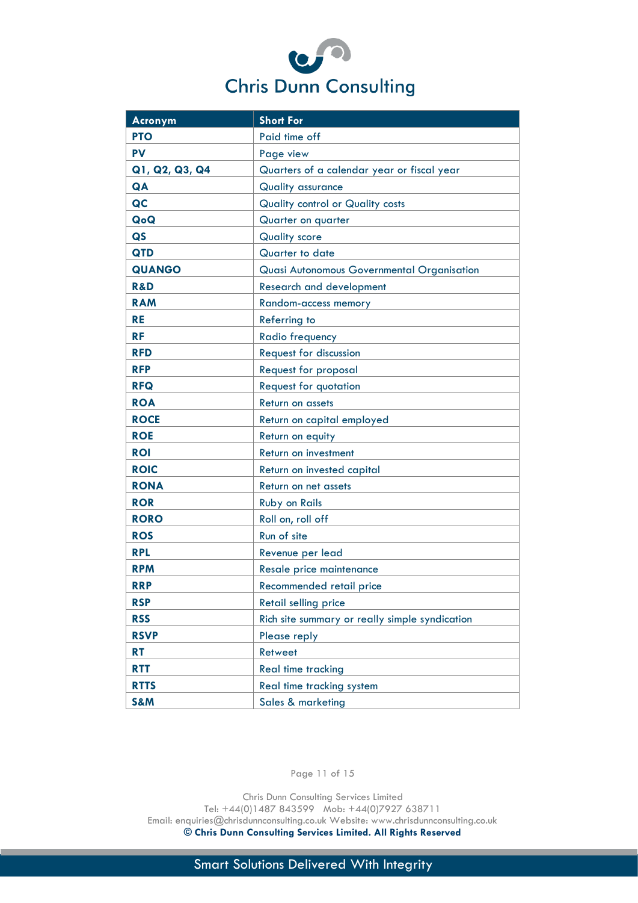| Acronym | Short For |
|---|---|
| **PTO** | Paid time off |
| **PV** | Page view |
| **Q1, Q2, Q3, Q4** | Quarters of a calendar year or fiscal year |
| **QA** | Quality assurance |
| **QC** | Quality control or Quality costs |
| **QoQ** | Quarter on quarter |
| **QS** | Quality score |
| **QTD** | Quarter to date |
| **QUANGO** | Quasi Autonomous Governmental Organisation |
| **R&D** | Research and development |
| **RAM** | Random-access memory |
| **RE** | Referring to |
| **RF** | Radio frequency |
| **RFD** | Request for discussion |
| **RFP** | Request for proposal |
| **RFQ** | Request for quotation |
| **ROA** | Return on assets |
| **ROCE** | Return on capital employed |
| **ROE** | Return on equity |
| **ROI** | Return on investment |
| **ROIC** | Return on invested capital |
| **RONA** | Return on net assets |
| **ROR** | Ruby on Rails |
| **RORO** | Roll on, roll off |
| **ROS** | Run of site |
| **RPL** | Revenue per lead |
| **RPM** | Resale price maintenance |
| **RRP** | Recommended retail price |
| **RSP** | Retail selling price |
| **RSS** | Rich site summary or really simple syndication |
| **RSVP** | Please reply |
| **RT** | Retweet |
| **RTT** | Real time tracking |
| **RTTS** | Real time tracking system |
| **S&M** | Sales & marketing |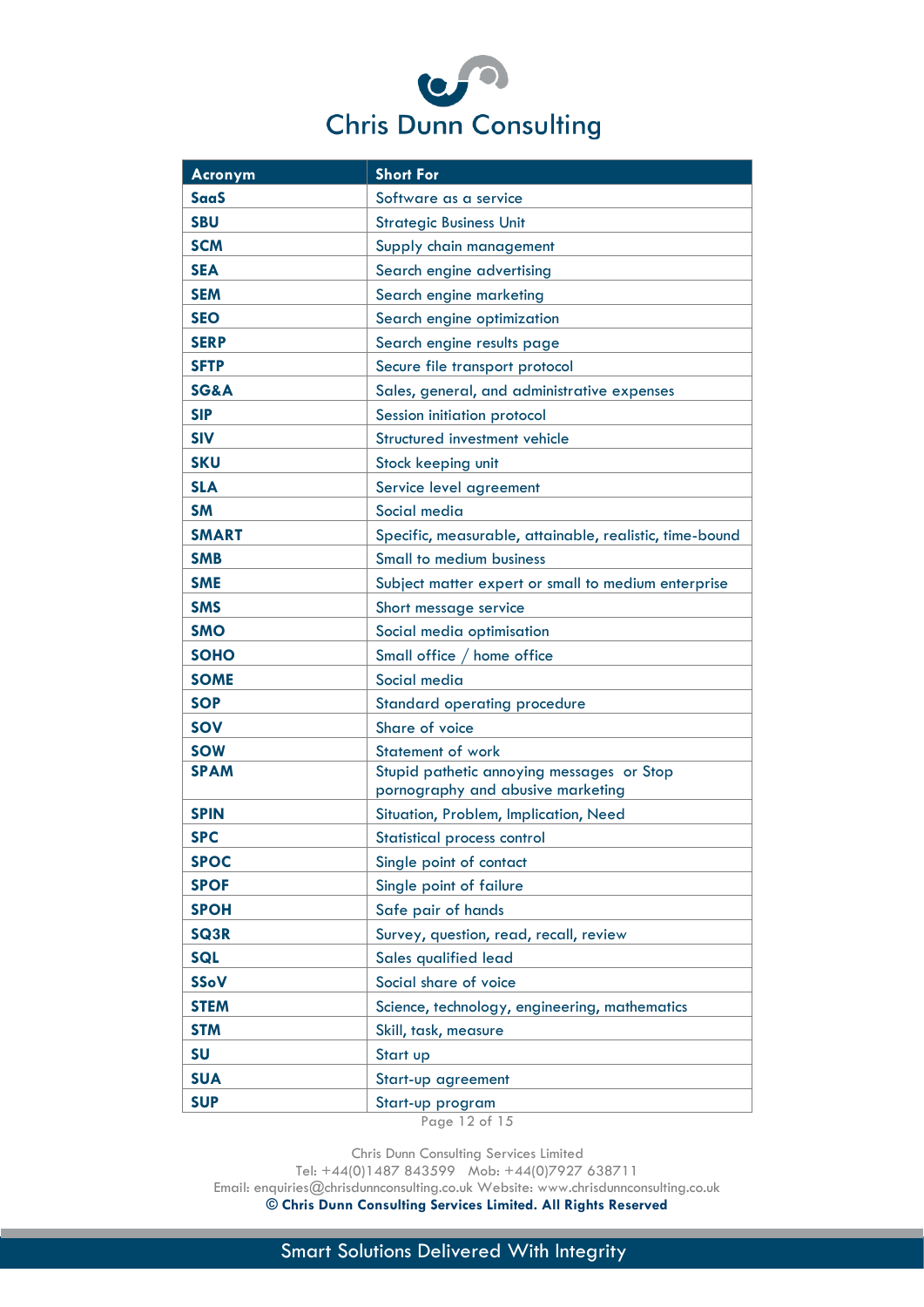# Chris Dunn Consulting

| Acronym | Short For |
|---|---|
| **SaaS** | Software as a service |
| **SBU** | Strategic Business Unit |
| **SCM** | Supply chain management |
| **SEA** | Search engine advertising |
| **SEM** | Search engine marketing |
| **SEO** | Search engine optimization |
| **SERP** | Search engine results page |
| **SFTP** | Secure file transport protocol |
| **SG&A** | Sales, general, and administrative expenses |
| **SIP** | Session initiation protocol |
| **SIV** | Structured investment vehicle |
| **SKU** | Stock keeping unit |
| **SLA** | Service level agreement |
| **SM** | Social media |
| **SMART** | Specific, measurable, attainable, realistic, time-bound |
| **SMB** | Small to medium business |
| **SME** | Subject matter expert or small to medium enterprise |
| **SMS** | Short message service |
| **SMO** | Social media optimisation |
| **SOHO** | Small office / home office |
| **SOME** | Social media |
| **SOP** | Standard operating procedure |
| **SOV** | Share of voice |
| **SOW** | Statement of work |
| **SPAM** | Stupid pathetic annoying messages or Stop pornography and abusive marketing |
| **SPIN** | Situation, Problem, Implication, Need |
| **SPC** | Statistical process control |
| **SPOC** | Single point of contact |
| **SPOF** | Single point of failure |
| **SPOH** | Safe pair of hands |
| **SQ3R** | Survey, question, read, recall, review |
| **SQL** | Sales qualified lead |
| **SSoV** | Social share of voice |
| **STEM** | Science, technology, engineering, mathematics |
| **STM** | Skill, task, measure |
| **SU** | Start up |
| **SUA** | Start-up agreement |
| **SUP** | Start-up program |

Chris Dunn Consulting Services Limited
Tel: +44(0)1487 843599 Mob: +44(0)7927 638711
Email: enquiries@chrisdunnconsulting.co.uk Website: www.chrisdunnconsulting.co.uk
**© Chris Dunn Consulting Services Limited. All Rights Reserved**

Smart Solutions Delivered With Integrity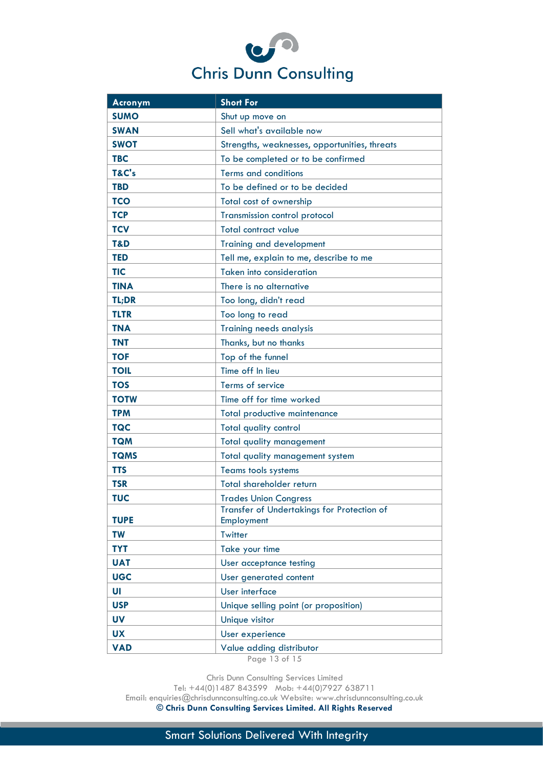| Acronym | Short For |
|---|---|
| **SUMO** | Shut up move on |
| **SWAN** | Sell what's available now |
| **SWOT** | Strengths, weaknesses, opportunities, threats |
| **TBC** | To be completed or to be confirmed |
| **T&C's** | Terms and conditions |
| **TBD** | To be defined or to be decided |
| **TCO** | Total cost of ownership |
| **TCP** | Transmission control protocol |
| **TCV** | Total contract value |
| **T&D** | Training and development |
| **TED** | Tell me, explain to me, describe to me |
| **TIC** | Taken into consideration |
| **TINA** | There is no alternative |
| **TL;DR** | Too long, didn't read |
| **TLTR** | Too long to read |
| **TNA** | Training needs analysis |
| **TNT** | Thanks, but no thanks |
| **TOF** | Top of the funnel |
| **TOIL** | Time off In lieu |
| **TOS** | Terms of service |
| **TOTW** | Time off for time worked |
| **TPM** | Total productive maintenance |
| **TQC** | Total quality control |
| **TQM** | Total quality management |
| **TQMS** | Total quality management system |
| **TTS** | Teams tools systems |
| **TSR** | Total shareholder return |
| **TUC** | Trades Union Congress |
| **TUPE** | Transfer of Undertakings for Protection of Employment |
| **TW** | Twitter |
| **TYT** | Take your time |
| **UAT** | User acceptance testing |
| **UGC** | User generated content |
| **UI** | User interface |
| **USP** | Unique selling point (or proposition) |
| **UV** | Unique visitor |
| **UX** | User experience |
| **VAD** | Value adding distributor |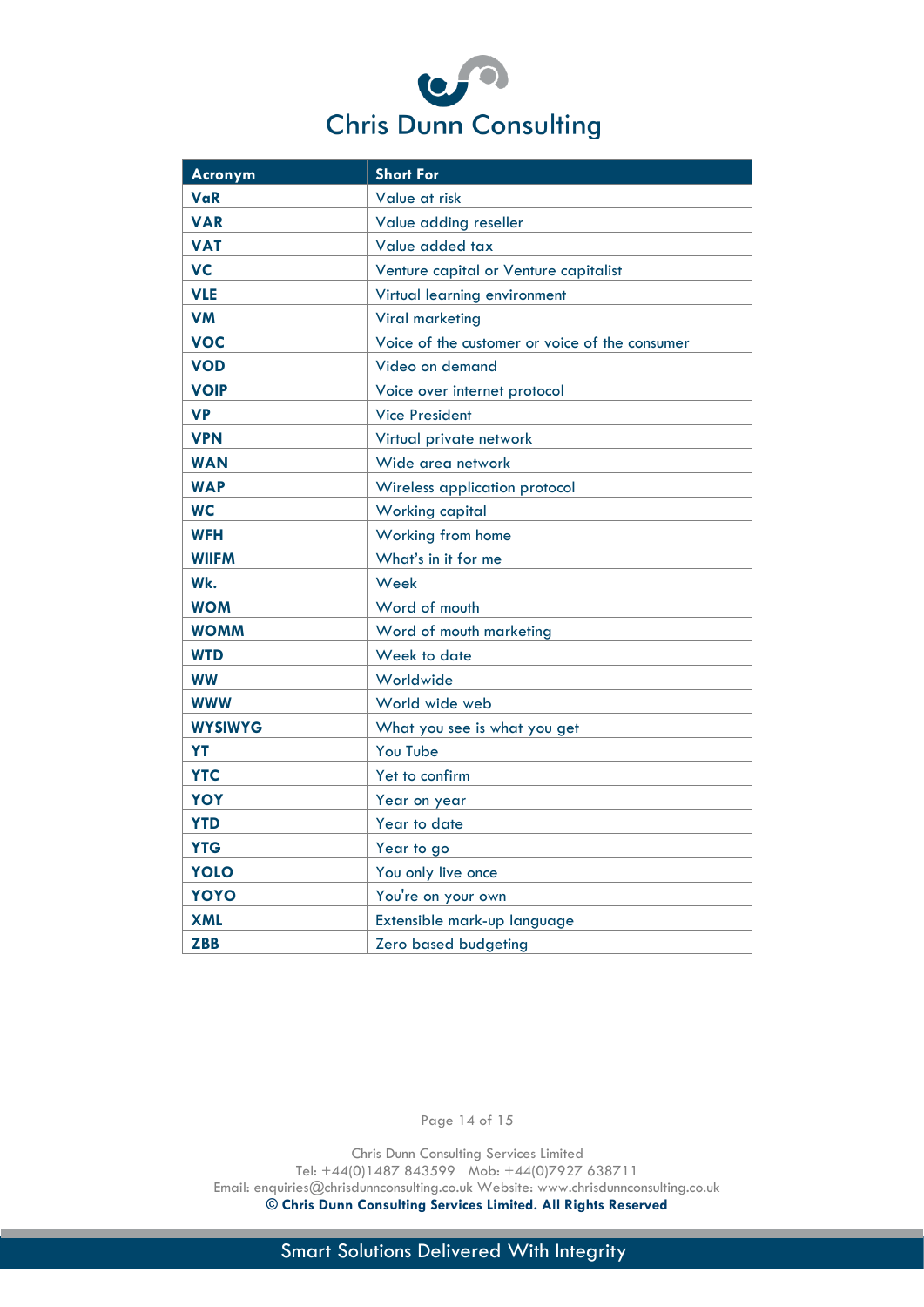| Acronym | Short For |
|---|---|
| **VaR** | Value at risk |
| **VAR** | Value adding reseller |
| **VAT** | Value added tax |
| **VC** | Venture capital or Venture capitalist |
| **VLE** | Virtual learning environment |
| **VM** | Viral marketing |
| **VOC** | Voice of the customer or voice of the consumer |
| **VOD** | Video on demand |
| **VOIP** | Voice over internet protocol |
| **VP** | Vice President |
| **VPN** | Virtual private network |
| **WAN** | Wide area network |
| **WAP** | Wireless application protocol |
| **WC** | Working capital |
| **WFH** | Working from home |
| **WIIFM** | What's in it for me |
| **Wk.** | Week |
| **WOM** | Word of mouth |
| **WOMM** | Word of mouth marketing |
| **WTD** | Week to date |
| **WW** | Worldwide |
| **WWW** | World wide web |
| **WYSIWYG** | What you see is what you get |
| **YT** | You Tube |
| **YTC** | Yet to confirm |
| **YOY** | Year on year |
| **YTD** | Year to date |
| **YTG** | Year to go |
| **YOLO** | You only live once |
| **YOYO** | You're on your own |
| **XML** | Extensible mark-up language |
| **ZBB** | Zero based budgeting |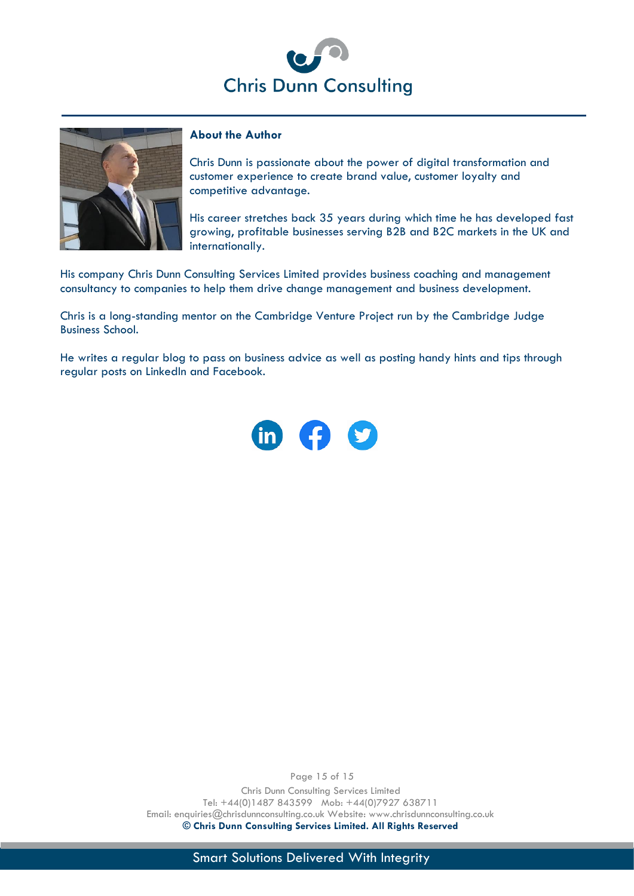## About the Author

Chris Dunn is passionate about the power of digital transformation and customer experience to create brand value, customer loyalty and competitive advantage.

His career stretches back 35 years during which time he has developed fast growing, profitable businesses serving B2B and B2C markets in the UK and internationally.

His company Chris Dunn Consulting Services Limited provides business coaching and management consultancy to companies to help them drive change management and business development.

Chris is a long-standing mentor on the Cambridge Venture Project run by the Cambridge Judge Business School.

He writes a regular blog to pass on business advice as well as posting handy hints and tips through regular posts on LinkedIn and Facebook.